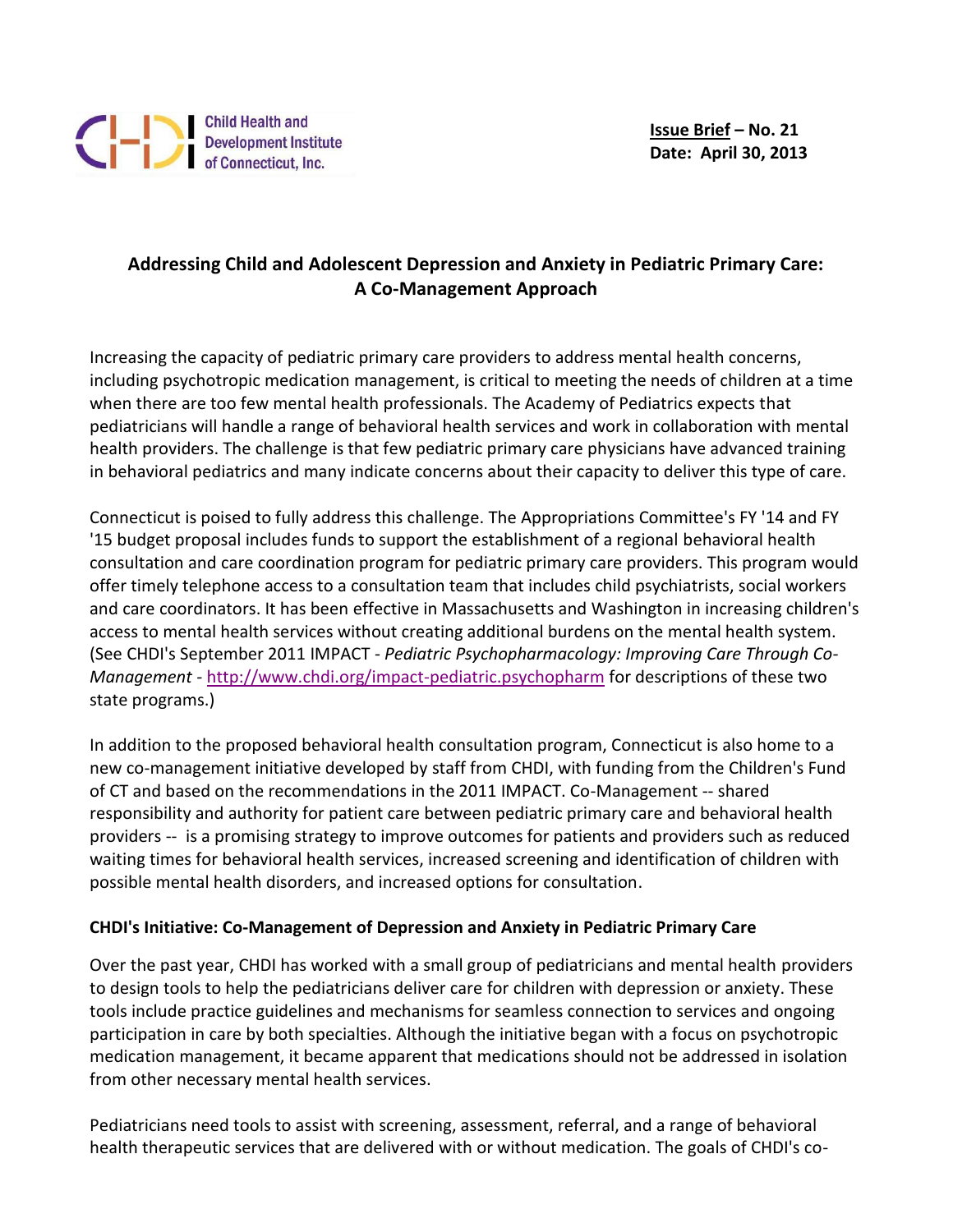Child Health and Development Institute of Connecticut, Inc.

**Issue Brief – No. 21**
**Date: April 30, 2013**

# Addressing Child and Adolescent Depression and Anxiety in Pediatric Primary Care: A Co-Management Approach

Increasing the capacity of pediatric primary care providers to address mental health concerns, including psychotropic medication management, is critical to meeting the needs of children at a time when there are too few mental health professionals. The Academy of Pediatrics expects that pediatricians will handle a range of behavioral health services and work in collaboration with mental health providers. The challenge is that few pediatric primary care physicians have advanced training in behavioral pediatrics and many indicate concerns about their capacity to deliver this type of care.

Connecticut is poised to fully address this challenge. The Appropriations Committee's FY '14 and FY '15 budget proposal includes funds to support the establishment of a regional behavioral health consultation and care coordination program for pediatric primary care providers. This program would offer timely telephone access to a consultation team that includes child psychiatrists, social workers and care coordinators. It has been effective in Massachusetts and Washington in increasing children's access to mental health services without creating additional burdens on the mental health system. (See CHDI's September 2011 IMPACT - *Pediatric Psychopharmacology: Improving Care Through Co-Management* - http://www.chdi.org/impact-pediatric.psychopharm for descriptions of these two state programs.)

In addition to the proposed behavioral health consultation program, Connecticut is also home to a new co-management initiative developed by staff from CHDI, with funding from the Children's Fund of CT and based on the recommendations in the 2011 IMPACT. Co-Management -- shared responsibility and authority for patient care between pediatric primary care and behavioral health providers -- is a promising strategy to improve outcomes for patients and providers such as reduced waiting times for behavioral health services, increased screening and identification of children with possible mental health disorders, and increased options for consultation.

## CHDI's Initiative: Co-Management of Depression and Anxiety in Pediatric Primary Care

Over the past year, CHDI has worked with a small group of pediatricians and mental health providers to design tools to help the pediatricians deliver care for children with depression or anxiety. These tools include practice guidelines and mechanisms for seamless connection to services and ongoing participation in care by both specialties. Although the initiative began with a focus on psychotropic medication management, it became apparent that medications should not be addressed in isolation from other necessary mental health services.

Pediatricians need tools to assist with screening, assessment, referral, and a range of behavioral health therapeutic services that are delivered with or without medication. The goals of CHDI's co-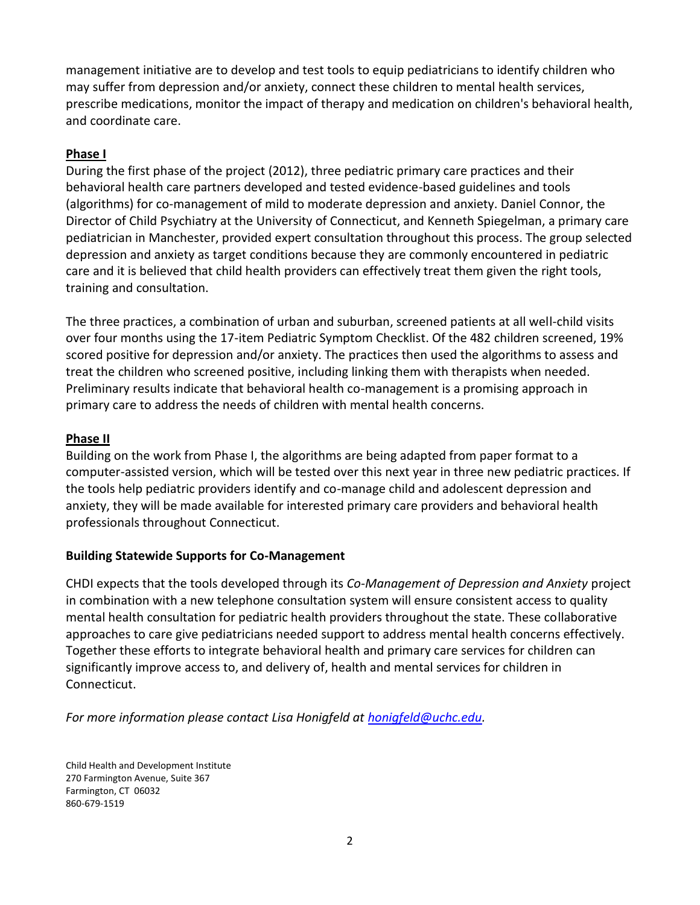management initiative are to develop and test tools to equip pediatricians to identify children who may suffer from depression and/or anxiety, connect these children to mental health services, prescribe medications, monitor the impact of therapy and medication on children's behavioral health, and coordinate care.

## Phase I

During the first phase of the project (2012), three pediatric primary care practices and their behavioral health care partners developed and tested evidence-based guidelines and tools (algorithms) for co-management of mild to moderate depression and anxiety. Daniel Connor, the Director of Child Psychiatry at the University of Connecticut, and Kenneth Spiegelman, a primary care pediatrician in Manchester, provided expert consultation throughout this process. The group selected depression and anxiety as target conditions because they are commonly encountered in pediatric care and it is believed that child health providers can effectively treat them given the right tools, training and consultation.

The three practices, a combination of urban and suburban, screened patients at all well-child visits over four months using the 17-item Pediatric Symptom Checklist. Of the 482 children screened, 19% scored positive for depression and/or anxiety. The practices then used the algorithms to assess and treat the children who screened positive, including linking them with therapists when needed. Preliminary results indicate that behavioral health co-management is a promising approach in primary care to address the needs of children with mental health concerns.

## Phase II

Building on the work from Phase I, the algorithms are being adapted from paper format to a computer-assisted version, which will be tested over this next year in three new pediatric practices. If the tools help pediatric providers identify and co-manage child and adolescent depression and anxiety, they will be made available for interested primary care providers and behavioral health professionals throughout Connecticut.

## Building Statewide Supports for Co-Management

CHDI expects that the tools developed through its *Co-Management of Depression and Anxiety* project in combination with a new telephone consultation system will ensure consistent access to quality mental health consultation for pediatric health providers throughout the state. These collaborative approaches to care give pediatricians needed support to address mental health concerns effectively. Together these efforts to integrate behavioral health and primary care services for children can significantly improve access to, and delivery of, health and mental services for children in Connecticut.

*For more information please contact Lisa Honigfeld at [honigfeld@uchc.edu](mailto:honigfeld@uchc.edu).*

Child Health and Development Institute
270 Farmington Avenue, Suite 367
Farmington, CT 06032
860-679-1519